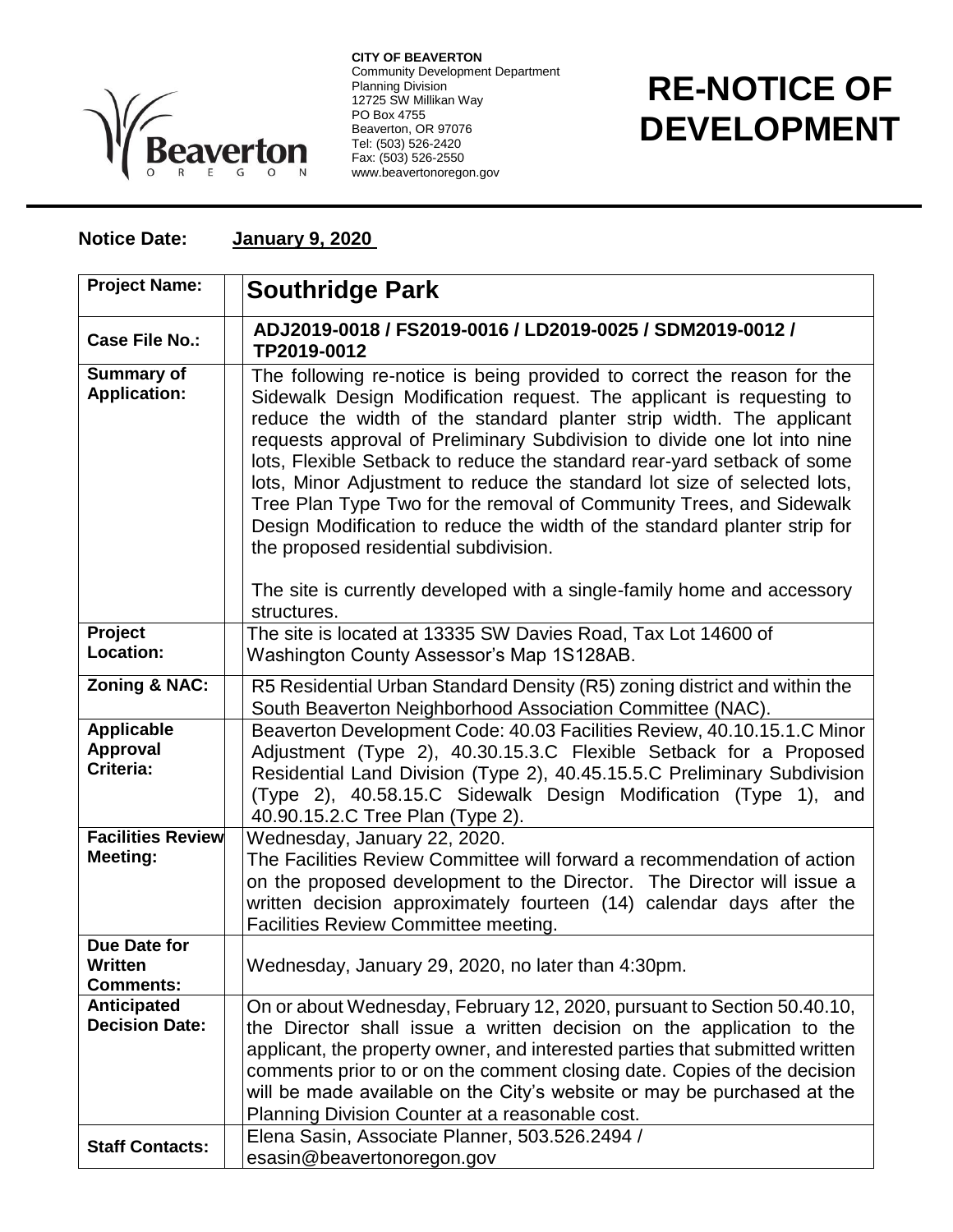**CITY OF BEAVERTON**
Community Development Department
Planning Division
12725 SW Millikan Way
PO Box 4755
Beaverton, OR 97076
Tel: (503) 526-2420
Fax: (503) 526-2550
www.beavertonoregon.gov

# RE-NOTICE OF DEVELOPMENT

**Notice Date:** **January 9, 2020**

| | |
|---|---|
| **Project Name:** | **Southridge Park** |
| **Case File No.:** | **ADJ2019-0018 / FS2019-0016 / LD2019-0025 / SDM2019-0012 / TP2019-0012** |
| **Summary of Application:** | The following re-notice is being provided to correct the reason for the Sidewalk Design Modification request. The applicant is requesting to reduce the width of the standard planter strip width. The applicant requests approval of Preliminary Subdivision to divide one lot into nine lots, Flexible Setback to reduce the standard rear-yard setback of some lots, Minor Adjustment to reduce the standard lot size of selected lots, Tree Plan Type Two for the removal of Community Trees, and Sidewalk Design Modification to reduce the width of the standard planter strip for the proposed residential subdivision.<br><br>The site is currently developed with a single-family home and accessory structures. |
| **Project Location:** | The site is located at 13335 SW Davies Road, Tax Lot 14600 of Washington County Assessor's Map 1S128AB. |
| **Zoning & NAC:** | R5 Residential Urban Standard Density (R5) zoning district and within the South Beaverton Neighborhood Association Committee (NAC). |
| **Applicable Approval Criteria:** | Beaverton Development Code: 40.03 Facilities Review, 40.10.15.1.C Minor Adjustment (Type 2), 40.30.15.3.C Flexible Setback for a Proposed Residential Land Division (Type 2), 40.45.15.5.C Preliminary Subdivision (Type 2), 40.58.15.C Sidewalk Design Modification (Type 1), and 40.90.15.2.C Tree Plan (Type 2). |
| **Facilities Review Meeting:** | Wednesday, January 22, 2020.<br>The Facilities Review Committee will forward a recommendation of action on the proposed development to the Director. The Director will issue a written decision approximately fourteen (14) calendar days after the Facilities Review Committee meeting. |
| **Due Date for Written Comments:** | Wednesday, January 29, 2020, no later than 4:30pm. |
| **Anticipated Decision Date:** | On or about Wednesday, February 12, 2020, pursuant to Section 50.40.10, the Director shall issue a written decision on the application to the applicant, the property owner, and interested parties that submitted written comments prior to or on the comment closing date. Copies of the decision will be made available on the City's website or may be purchased at the Planning Division Counter at a reasonable cost. |
| **Staff Contacts:** | Elena Sasin, Associate Planner, 503.526.2494 / esasin@beavertonoregon.gov |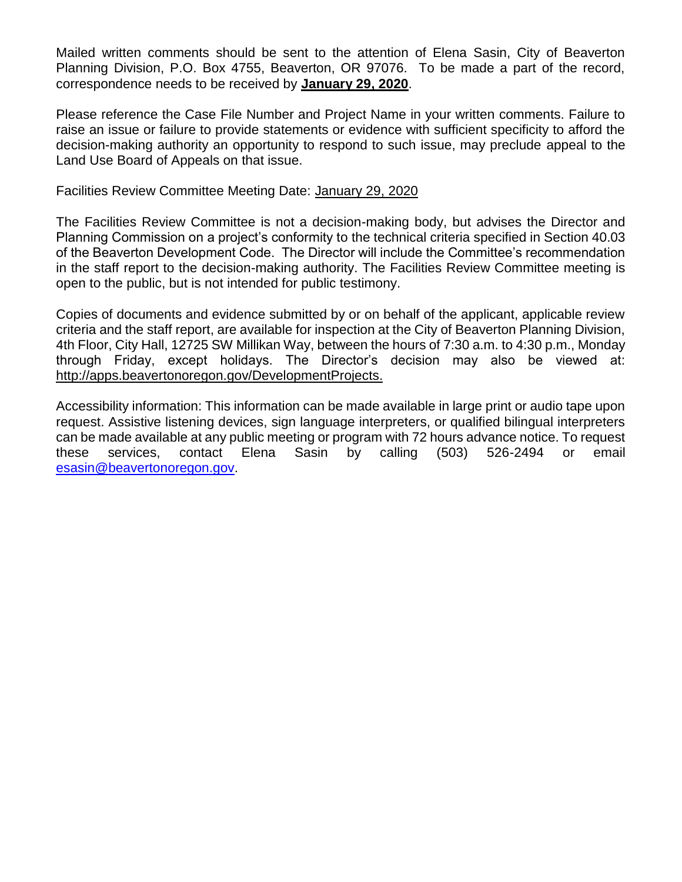Mailed written comments should be sent to the attention of Elena Sasin, City of Beaverton Planning Division, P.O. Box 4755, Beaverton, OR 97076. To be made a part of the record, correspondence needs to be received by **January 29, 2020**.

Please reference the Case File Number and Project Name in your written comments. Failure to raise an issue or failure to provide statements or evidence with sufficient specificity to afford the decision-making authority an opportunity to respond to such issue, may preclude appeal to the Land Use Board of Appeals on that issue.

Facilities Review Committee Meeting Date: January 29, 2020

The Facilities Review Committee is not a decision-making body, but advises the Director and Planning Commission on a project's conformity to the technical criteria specified in Section 40.03 of the Beaverton Development Code. The Director will include the Committee's recommendation in the staff report to the decision-making authority. The Facilities Review Committee meeting is open to the public, but is not intended for public testimony.

Copies of documents and evidence submitted by or on behalf of the applicant, applicable review criteria and the staff report, are available for inspection at the City of Beaverton Planning Division, 4th Floor, City Hall, 12725 SW Millikan Way, between the hours of 7:30 a.m. to 4:30 p.m., Monday through Friday, except holidays. The Director's decision may also be viewed at: http://apps.beavertonoregon.gov/DevelopmentProjects.

Accessibility information: This information can be made available in large print or audio tape upon request. Assistive listening devices, sign language interpreters, or qualified bilingual interpreters can be made available at any public meeting or program with 72 hours advance notice. To request these services, contact Elena Sasin by calling (503) 526-2494 or email esasin@beavertonoregon.gov.